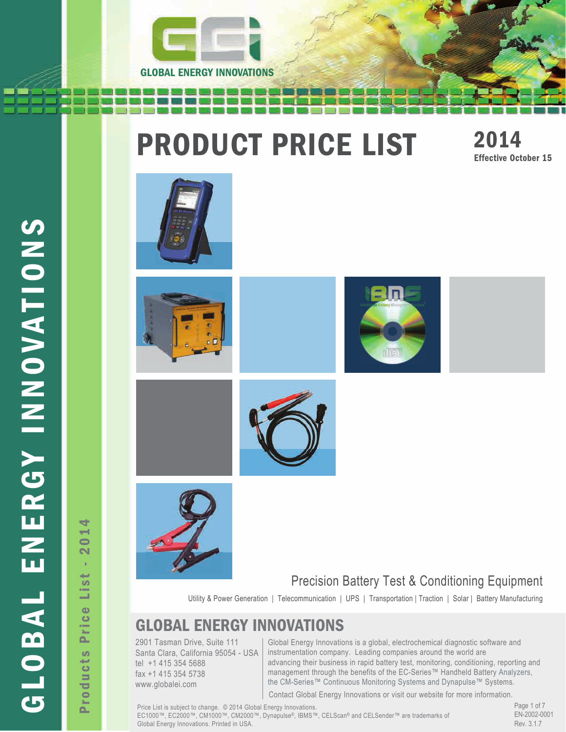GLOBAL ENERGY INNOVATIONS

# PRODUCT PRICE LIST

**2014**
**Effective October 15**

Precision Battery Test & Conditioning Equipment

Utility & Power Generation | Telecommunication | UPS | Transportation | Traction | Solar | Battery Manufacturing

## GLOBAL ENERGY INNOVATIONS

2901 Tasman Drive, Suite 111
Santa Clara, California 95054 - USA
tel +1 415 354 5688
fax +1 415 354 5738
www.globalei.com

Global Energy Innovations is a global, electrochemical diagnostic software and instrumentation company. Leading companies around the world are advancing their business in rapid battery test, monitoring, conditioning, reporting and management through the benefits of the EC-Series™ Handheld Battery Analyzers, the CM-Series™ Continuous Monitoring Systems and Dynapulse™ Systems.

Contact Global Energy Innovations or visit our website for more information.

Price List is subject to change. © 2014 Global Energy Innovations.
EC1000™, EC2000™, CM1000™, CM2000™, Dynapulse®, IBMS™, CELScan® and CELSender™ are trademarks of Global Energy Innovations. Printed in USA.

EN-2002-0001
Rev. 3.1.7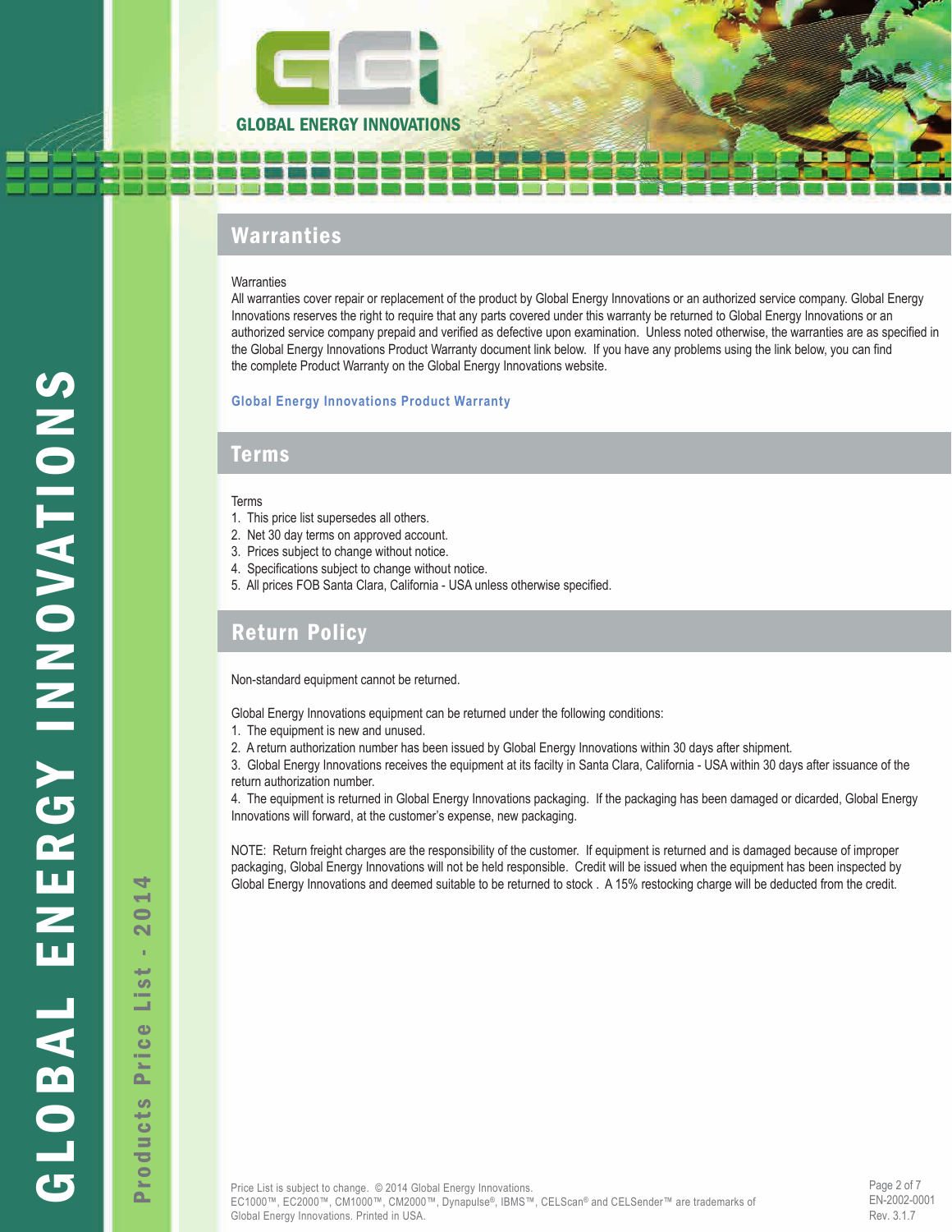## Warranties

Warranties
All warranties cover repair or replacement of the product by Global Energy Innovations or an authorized service company. Global Energy Innovations reserves the right to require that any parts covered under this warranty be returned to Global Energy Innovations or an authorized service company prepaid and verified as defective upon examination. Unless noted otherwise, the warranties are as specified in the Global Energy Innovations Product Warranty document link below. If you have any problems using the link below, you can find the complete Product Warranty on the Global Energy Innovations website.

**Global Energy Innovations Product Warranty**

## Terms

Terms
1. This price list supersedes all others.
2. Net 30 day terms on approved account.
3. Prices subject to change without notice.
4. Specifications subject to change without notice.
5. All prices FOB Santa Clara, California - USA unless otherwise specified.

## Return Policy

Non-standard equipment cannot be returned.

Global Energy Innovations equipment can be returned under the following conditions:
1. The equipment is new and unused.
2. A return authorization number has been issued by Global Energy Innovations within 30 days after shipment.
3. Global Energy Innovations receives the equipment at its facilty in Santa Clara, California - USA within 30 days after issuance of the return authorization number.
4. The equipment is returned in Global Energy Innovations packaging. If the packaging has been damaged or dicarded, Global Energy Innovations will forward, at the customer's expense, new packaging.

NOTE: Return freight charges are the responsibility of the customer. If equipment is returned and is damaged because of improper packaging, Global Energy Innovations will not be held responsible. Credit will be issued when the equipment has been inspected by Global Energy Innovations and deemed suitable to be returned to stock . A 15% restocking charge will be deducted from the credit.

Price List is subject to change. © 2014 Global Energy Innovations.
EC1000™, EC2000™, CM1000™, CM2000™, Dynapulse®, IBMS™, CELScan® and CELSender™ are trademarks of Global Energy Innovations. Printed in USA.

EN-2002-0001
Rev. 3.1.7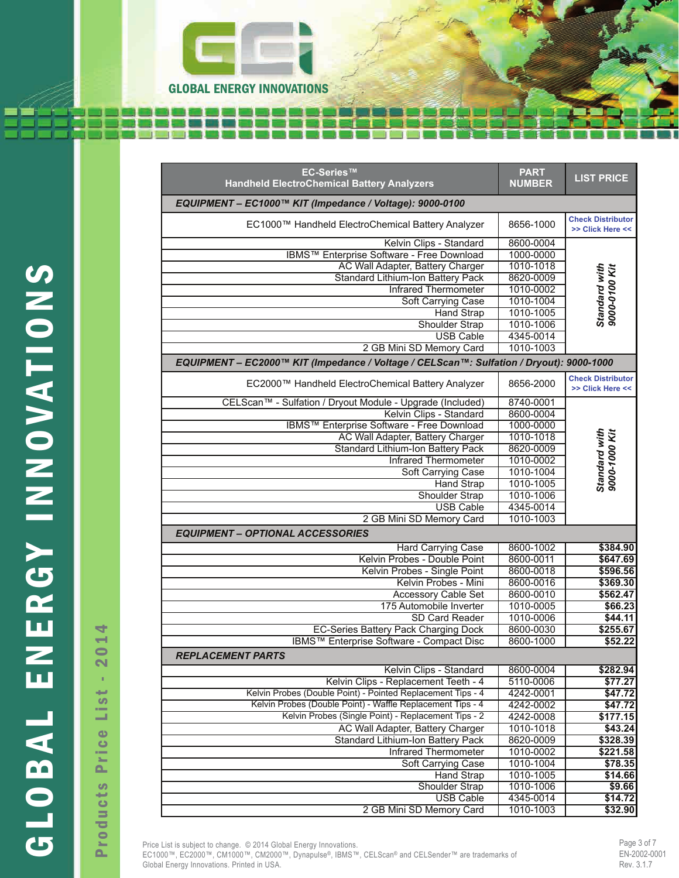GLOBAL ENERGY INNOVATIONS

| EC-Series™ Handheld ElectroChemical Battery Analyzers | PART NUMBER | LIST PRICE |
|---|---|---|
| ***EQUIPMENT – EC1000™ KIT (Impedance / Voltage): 9000-0100*** | | |
| EC1000™ Handheld ElectroChemical Battery Analyzer | 8656-1000 | Check Distributor >> Click Here << |
| Kelvin Clips - Standard | 8600-0004 | *Standard with 9000-0100 Kit* |
| IBMS™ Enterprise Software - Free Download | 1000-0000 | |
| AC Wall Adapter, Battery Charger | 1010-1018 | |
| Standard Lithium-Ion Battery Pack | 8620-0009 | |
| Infrared Thermometer | 1010-0002 | |
| Soft Carrying Case | 1010-1004 | |
| Hand Strap | 1010-1005 | |
| Shoulder Strap | 1010-1006 | |
| USB Cable | 4345-0014 | |
| 2 GB Mini SD Memory Card | 1010-1003 | |
| ***EQUIPMENT – EC2000™ KIT (Impedance / Voltage / CELScan™: Sulfation / Dryout): 9000-1000*** | | |
| EC2000™ Handheld ElectroChemical Battery Analyzer | 8656-2000 | Check Distributor >> Click Here << |
| CELScan™ - Sulfation / Dryout Module - Upgrade (Included) | 8740-0001 | *Standard with 9000-1000 Kit* |
| Kelvin Clips - Standard | 8600-0004 | |
| IBMS™ Enterprise Software - Free Download | 1000-0000 | |
| AC Wall Adapter, Battery Charger | 1010-1018 | |
| Standard Lithium-Ion Battery Pack | 8620-0009 | |
| Infrared Thermometer | 1010-0002 | |
| Soft Carrying Case | 1010-1004 | |
| Hand Strap | 1010-1005 | |
| Shoulder Strap | 1010-1006 | |
| USB Cable | 4345-0014 | |
| 2 GB Mini SD Memory Card | 1010-1003 | |
| ***EQUIPMENT – OPTIONAL ACCESSORIES*** | | |
| Hard Carrying Case | 8600-1002 | $384.90 |
| Kelvin Probes - Double Point | 8600-0011 | $647.69 |
| Kelvin Probes - Single Point | 8600-0018 | $596.56 |
| Kelvin Probes - Mini | 8600-0016 | $369.30 |
| Accessory Cable Set | 8600-0010 | $562.47 |
| 175 Automobile Inverter | 1010-0005 | $66.23 |
| SD Card Reader | 1010-0006 | $44.11 |
| EC-Series Battery Pack Charging Dock | 8600-0030 | $255.67 |
| IBMS™ Enterprise Software - Compact Disc | 8600-1000 | $52.22 |
| ***REPLACEMENT PARTS*** | | |
| Kelvin Clips - Standard | 8600-0004 | $282.94 |
| Kelvin Clips - Replacement Teeth - 4 | 5110-0006 | $77.27 |
| Kelvin Probes (Double Point) - Pointed Replacement Tips - 4 | 4242-0001 | $47.72 |
| Kelvin Probes (Double Point) - Waffle Replacement Tips - 4 | 4242-0002 | $47.72 |
| Kelvin Probes (Single Point) - Replacement Tips - 2 | 4242-0008 | $177.15 |
| AC Wall Adapter, Battery Charger | 1010-1018 | $43.24 |
| Standard Lithium-Ion Battery Pack | 8620-0009 | $328.39 |
| Infrared Thermometer | 1010-0002 | $221.58 |
| Soft Carrying Case | 1010-1004 | $78.35 |
| Hand Strap | 1010-1005 | $14.66 |
| Shoulder Strap | 1010-1006 | $9.66 |
| USB Cable | 4345-0014 | $14.72 |
| 2 GB Mini SD Memory Card | 1010-1003 | $32.90 |

Price List is subject to change. © 2014 Global Energy Innovations.
EC1000™, EC2000™, CM1000™, CM2000™, Dynapulse®, IBMS™, CELScan® and CELSender™ are trademarks of Global Energy Innovations. Printed in USA.

EN-2002-0001
Rev. 3.1.7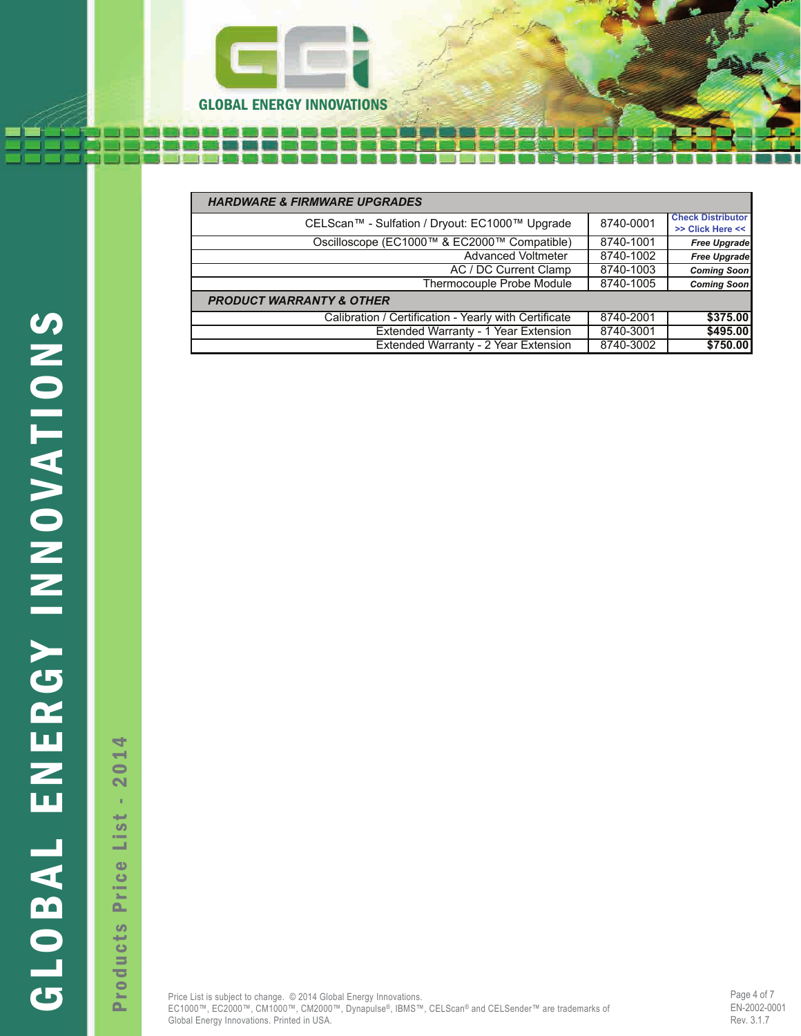| HARDWARE & FIRMWARE UPGRADES | | |
|---|---|---|
| CELScan™ - Sulfation / Dryout: EC1000™ Upgrade | 8740-0001 | Check Distributor >> Click Here << |
| Oscilloscope (EC1000™ & EC2000™ Compatible) | 8740-1001 | *Free Upgrade* |
| Advanced Voltmeter | 8740-1002 | *Free Upgrade* |
| AC / DC Current Clamp | 8740-1003 | *Coming Soon* |
| Thermocouple Probe Module | 8740-1005 | *Coming Soon* |
| ***PRODUCT WARRANTY & OTHER*** | | |
| Calibration / Certification - Yearly with Certificate | 8740-2001 | **$375.00** |
| Extended Warranty - 1 Year Extension | 8740-3001 | **$495.00** |
| Extended Warranty - 2 Year Extension | 8740-3002 | **$750.00** |

Price List is subject to change. © 2014 Global Energy Innovations.
EC1000™, EC2000™, CM1000™, CM2000™, Dynapulse®, IBMS™, CELScan® and CELSender™ are trademarks of Global Energy Innovations. Printed in USA.

EN-2002-0001
Rev. 3.1.7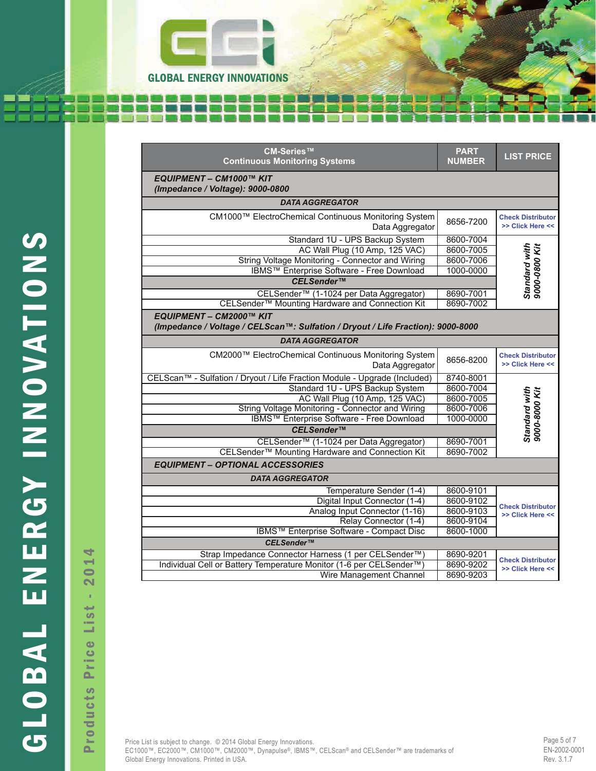GLOBAL ENERGY INNOVATIONS

| CM-Series™ Continuous Monitoring Systems | PART NUMBER | LIST PRICE |
|---|---|---|
| ***EQUIPMENT – CM1000™ KIT (Impedance / Voltage): 9000-0800*** | | |
| ***DATA AGGREGATOR*** | | |
| CM1000™ ElectroChemical Continuous Monitoring System Data Aggregator | 8656-7200 | Check Distributor >> Click Here << |
| Standard 1U - UPS Backup System | 8600-7004 | *Standard with 9000-0800 Kit* |
| AC Wall Plug (10 Amp, 125 VAC) | 8600-7005 | *Standard with 9000-0800 Kit* |
| String Voltage Monitoring - Connector and Wiring | 8600-7006 | *Standard with 9000-0800 Kit* |
| IBMS™ Enterprise Software - Free Download | 1000-0000 | *Standard with 9000-0800 Kit* |
| ***CELSender™*** | | |
| CELSender™ (1-1024 per Data Aggregator) | 8690-7001 | *Standard with 9000-0800 Kit* |
| CELSender™ Mounting Hardware and Connection Kit | 8690-7002 | *Standard with 9000-0800 Kit* |
| ***EQUIPMENT – CM2000™ KIT (Impedance / Voltage / CELScan™: Sulfation / Dryout / Life Fraction): 9000-8000*** | | |
| ***DATA AGGREGATOR*** | | |
| CM2000™ ElectroChemical Continuous Monitoring System Data Aggregator | 8656-8200 | Check Distributor >> Click Here << |
| CELScan™ - Sulfation / Dryout / Life Fraction Module - Upgrade (Included) | 8740-8001 | *Standard with 9000-8000 Kit* |
| Standard 1U - UPS Backup System | 8600-7004 | *Standard with 9000-8000 Kit* |
| AC Wall Plug (10 Amp, 125 VAC) | 8600-7005 | *Standard with 9000-8000 Kit* |
| String Voltage Monitoring - Connector and Wiring | 8600-7006 | *Standard with 9000-8000 Kit* |
| IBMS™ Enterprise Software - Free Download | 1000-0000 | *Standard with 9000-8000 Kit* |
| ***CELSender™*** | | |
| CELSender™ (1-1024 per Data Aggregator) | 8690-7001 | *Standard with 9000-8000 Kit* |
| CELSender™ Mounting Hardware and Connection Kit | 8690-7002 | *Standard with 9000-8000 Kit* |
| ***EQUIPMENT – OPTIONAL ACCESSORIES*** | | |
| ***DATA AGGREGATOR*** | | |
| Temperature Sender (1-4) | 8600-9101 | Check Distributor >> Click Here << |
| Digital Input Connector (1-4) | 8600-9102 | Check Distributor >> Click Here << |
| Analog Input Connector (1-16) | 8600-9103 | Check Distributor >> Click Here << |
| Relay Connector (1-4) | 8600-9104 | Check Distributor >> Click Here << |
| IBMS™ Enterprise Software - Compact Disc | 8600-1000 | Check Distributor >> Click Here << |
| ***CELSender™*** | | |
| Strap Impedance Connector Harness (1 per CELSender™) | 8690-9201 | Check Distributor >> Click Here << |
| Individual Cell or Battery Temperature Monitor (1-6 per CELSender™) | 8690-9202 | Check Distributor >> Click Here << |
| Wire Management Channel | 8690-9203 | Check Distributor >> Click Here << |

Price List is subject to change. © 2014 Global Energy Innovations.
EC1000™, EC2000™, CM1000™, CM2000™, Dynapulse®, IBMS™, CELScan® and CELSender™ are trademarks of Global Energy Innovations. Printed in USA.

EN-2002-0001
Rev. 3.1.7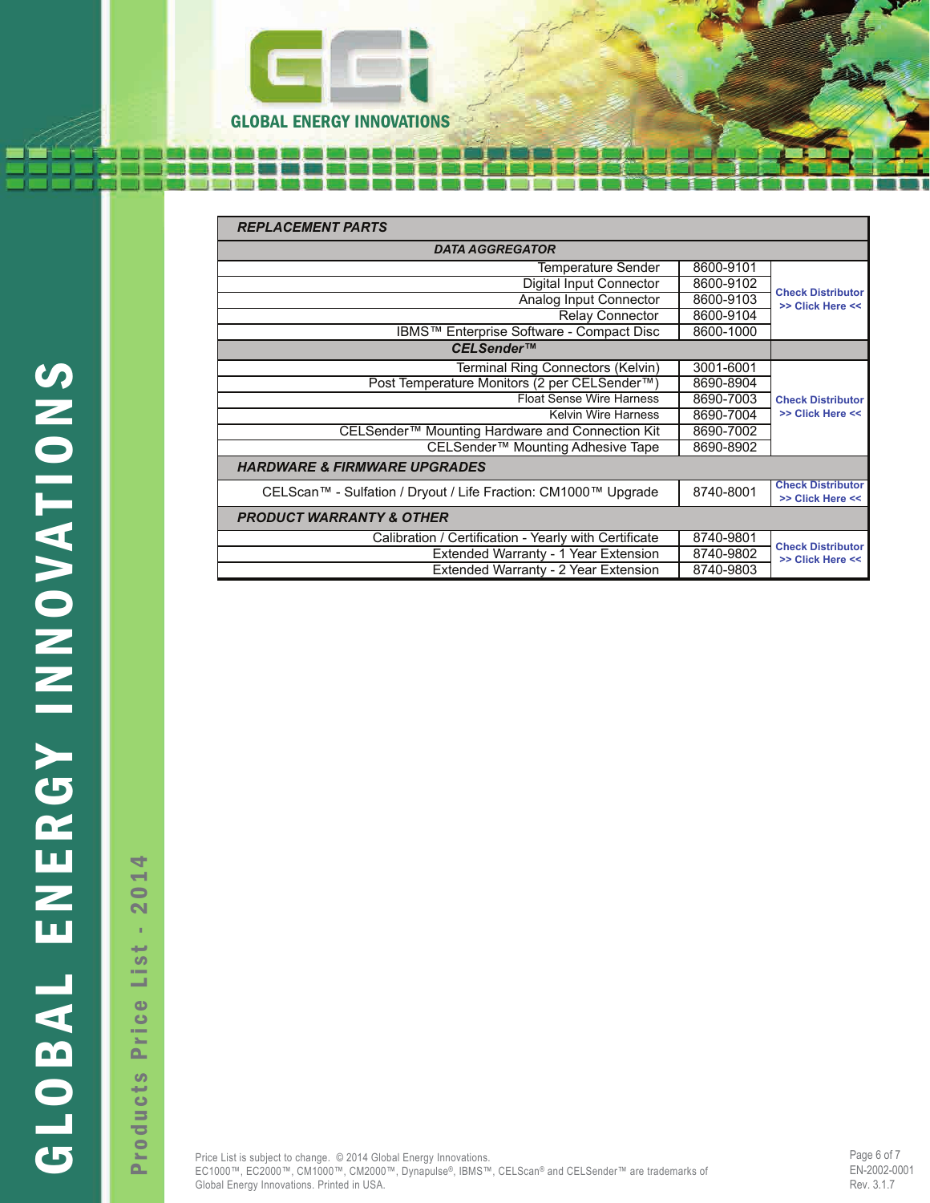| REPLACEMENT PARTS | | |
| --- | --- | --- |
| **DATA AGGREGATOR** | | |
| Temperature Sender | 8600-9101 | Check Distributor >> Click Here << |
| Digital Input Connector | 8600-9102 | |
| Analog Input Connector | 8600-9103 | |
| Relay Connector | 8600-9104 | |
| IBMS™ Enterprise Software - Compact Disc | 8600-1000 | |
| **CELSender™** | | |
| Terminal Ring Connectors (Kelvin) | 3001-6001 | Check Distributor >> Click Here << |
| Post Temperature Monitors (2 per CELSender™) | 8690-8904 | |
| Float Sense Wire Harness | 8690-7003 | |
| Kelvin Wire Harness | 8690-7004 | |
| CELSender™ Mounting Hardware and Connection Kit | 8690-7002 | |
| CELSender™ Mounting Adhesive Tape | 8690-8902 | |
| **HARDWARE & FIRMWARE UPGRADES** | | |
| CELScan™ - Sulfation / Dryout / Life Fraction: CM1000™ Upgrade | 8740-8001 | Check Distributor >> Click Here << |
| **PRODUCT WARRANTY & OTHER** | | |
| Calibration / Certification - Yearly with Certificate | 8740-9801 | Check Distributor >> Click Here << |
| Extended Warranty - 1 Year Extension | 8740-9802 | |
| Extended Warranty - 2 Year Extension | 8740-9803 | |

Price List is subject to change. © 2014 Global Energy Innovations.
EC1000™, EC2000™, CM1000™, CM2000™, Dynapulse®, IBMS™, CELScan® and CELSender™ are trademarks of Global Energy Innovations. Printed in USA.

EN-2002-0001
Rev. 3.1.7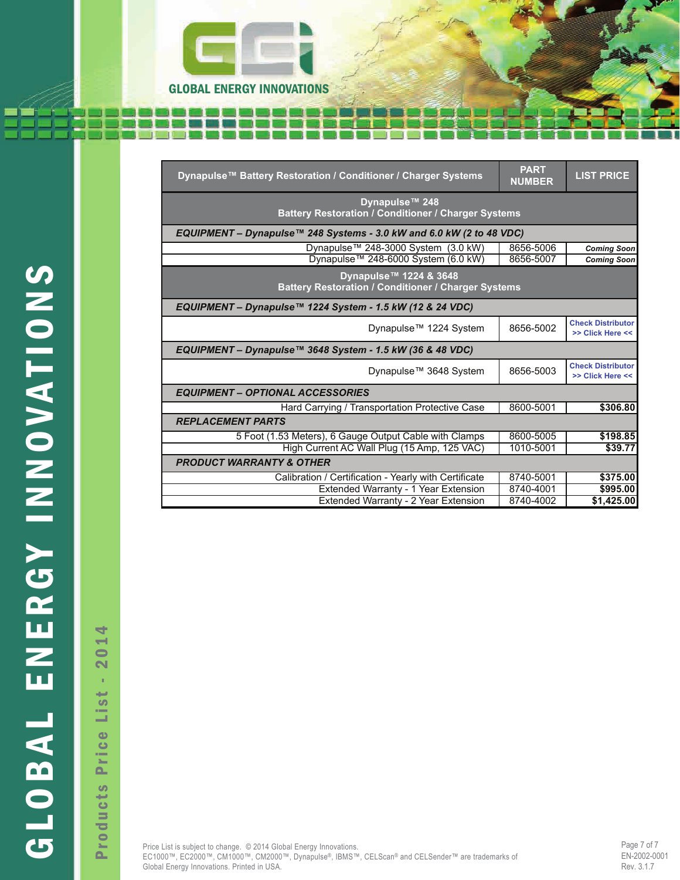GLOBAL ENERGY INNOVATIONS

| Dynapulse™ Battery Restoration / Conditioner / Charger Systems | PART NUMBER | LIST PRICE |
|---|---|---|
| **Dynapulse™ 248 Battery Restoration / Conditioner / Charger Systems** | | |
| ***EQUIPMENT – Dynapulse™ 248 Systems - 3.0 kW and 6.0 kW (2 to 48 VDC)*** | | |
| Dynapulse™ 248-3000 System (3.0 kW) | 8656-5006 | *Coming Soon* |
| Dynapulse™ 248-6000 System (6.0 kW) | 8656-5007 | *Coming Soon* |
| **Dynapulse™ 1224 & 3648 Battery Restoration / Conditioner / Charger Systems** | | |
| ***EQUIPMENT – Dynapulse™ 1224 System - 1.5 kW (12 & 24 VDC)*** | | |
| Dynapulse™ 1224 System | 8656-5002 | Check Distributor >> Click Here << |
| ***EQUIPMENT – Dynapulse™ 3648 System - 1.5 kW (36 & 48 VDC)*** | | |
| Dynapulse™ 3648 System | 8656-5003 | Check Distributor >> Click Here << |
| ***EQUIPMENT – OPTIONAL ACCESSORIES*** | | |
| Hard Carrying / Transportation Protective Case | 8600-5001 | **$306.80** |
| ***REPLACEMENT PARTS*** | | |
| 5 Foot (1.53 Meters), 6 Gauge Output Cable with Clamps | 8600-5005 | **$198.85** |
| High Current AC Wall Plug (15 Amp, 125 VAC) | 1010-5001 | **$39.77** |
| ***PRODUCT WARRANTY & OTHER*** | | |
| Calibration / Certification - Yearly with Certificate | 8740-5001 | **$375.00** |
| Extended Warranty - 1 Year Extension | 8740-4001 | **$995.00** |
| Extended Warranty - 2 Year Extension | 8740-4002 | **$1,425.00** |

Price List is subject to change. © 2014 Global Energy Innovations.
EC1000™, EC2000™, CM1000™, CM2000™, Dynapulse®, IBMS™, CELScan® and CELSender™ are trademarks of Global Energy Innovations. Printed in USA.

EN-2002-0001
Rev. 3.1.7